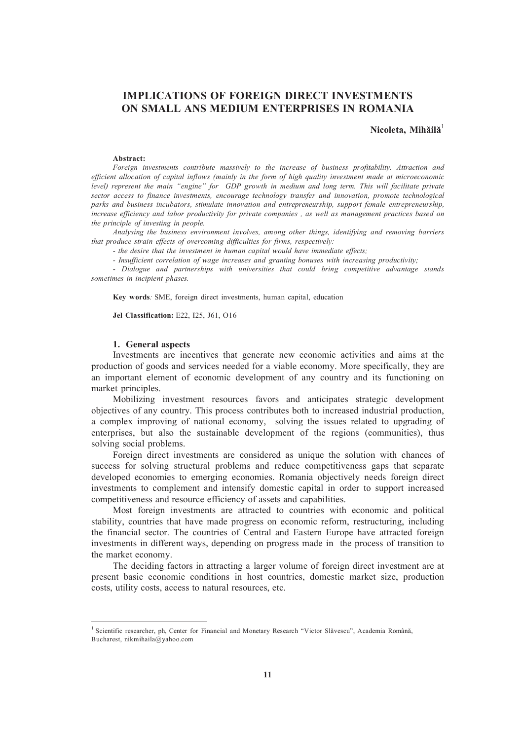# IMPLICATIONS OF FOREIGN DIRECT INVESTMENTS ON SMALL ANS MEDIUM ENTERPRISES IN ROMANIA

**Nicoleta, Mihăilă**[1]

**Abstract:**

*Foreign investments contribute massively to the increase of business profitability. Attraction and efficient allocation of capital inflows (mainly in the form of high quality investment made at microeconomic level) represent the main "engine" for GDP growth in medium and long term. This will facilitate private sector access to finance investments, encourage technology transfer and innovation, promote technological parks and business incubators, stimulate innovation and entrepreneurship, support female entrepreneurship, increase efficiency and labor productivity for private companies , as well as management practices based on the principle of investing in people.*

*Analysing the business environment involves, among other things, identifying and removing barriers that produce strain effects of overcoming difficulties for firms, respectively:*

*- the desire that the investment in human capital would have immediate effects;*

*- Insufficient correlation of wage increases and granting bonuses with increasing productivity;*

*- Dialogue and partnerships with universities that could bring competitive advantage stands sometimes in incipient phases.*

**Key words***:* SME, foreign direct investments, human capital, education

**Jel Classification:** E22, I25, J61, O16

## 1. General aspects

Investments are incentives that generate new economic activities and aims at the production of goods and services needed for a viable economy. More specifically, they are an important element of economic development of any country and its functioning on market principles.

Mobilizing investment resources favors and anticipates strategic development objectives of any country. This process contributes both to increased industrial production, a complex improving of national economy, solving the issues related to upgrading of enterprises, but also the sustainable development of the regions (communities), thus solving social problems.

Foreign direct investments are considered as unique the solution with chances of success for solving structural problems and reduce competitiveness gaps that separate developed economies to emerging economies. Romania objectively needs foreign direct investments to complement and intensify domestic capital in order to support increased competitiveness and resource efficiency of assets and capabilities.

Most foreign investments are attracted to countries with economic and political stability, countries that have made progress on economic reform, restructuring, including the financial sector. The countries of Central and Eastern Europe have attracted foreign investments in different ways, depending on progress made in the process of transition to the market economy.

The deciding factors in attracting a larger volume of foreign direct investment are at present basic economic conditions in host countries, domestic market size, production costs, utility costs, access to natural resources, etc.

---

[1] Scientific researcher, ph, Center for Financial and Monetary Research "Victor Slăvescu", Academia Română, Bucharest, nikmihaila@yahoo.com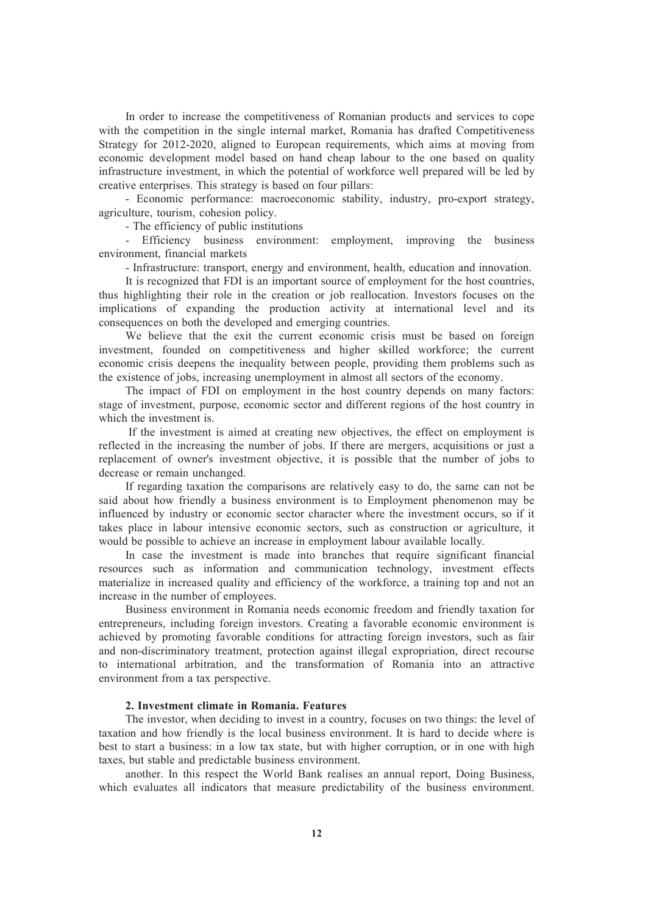In order to increase the competitiveness of Romanian products and services to cope with the competition in the single internal market, Romania has drafted Competitiveness Strategy for 2012-2020, aligned to European requirements, which aims at moving from economic development model based on hand cheap labour to the one based on quality infrastructure investment, in which the potential of workforce well prepared will be led by creative enterprises. This strategy is based on four pillars:

- Economic performance: macroeconomic stability, industry, pro-export strategy, agriculture, tourism, cohesion policy.
- The efficiency of public institutions
- Efficiency business environment: employment, improving the business environment, financial markets
- Infrastructure: transport, energy and environment, health, education and innovation.

It is recognized that FDI is an important source of employment for the host countries, thus highlighting their role in the creation or job reallocation. Investors focuses on the implications of expanding the production activity at international level and its consequences on both the developed and emerging countries.

We believe that the exit the current economic crisis must be based on foreign investment, founded on competitiveness and higher skilled workforce; the current economic crisis deepens the inequality between people, providing them problems such as the existence of jobs, increasing unemployment in almost all sectors of the economy.

The impact of FDI on employment in the host country depends on many factors: stage of investment, purpose, economic sector and different regions of the host country in which the investment is.

If the investment is aimed at creating new objectives, the effect on employment is reflected in the increasing the number of jobs. If there are mergers, acquisitions or just a replacement of owner's investment objective, it is possible that the number of jobs to decrease or remain unchanged.

If regarding taxation the comparisons are relatively easy to do, the same can not be said about how friendly a business environment is to Employment phenomenon may be influenced by industry or economic sector character where the investment occurs, so if it takes place in labour intensive economic sectors, such as construction or agriculture, it would be possible to achieve an increase in employment labour available locally.

In case the investment is made into branches that require significant financial resources such as information and communication technology, investment effects materialize in increased quality and efficiency of the workforce, a training top and not an increase in the number of employees.

Business environment in Romania needs economic freedom and friendly taxation for entrepreneurs, including foreign investors. Creating a favorable economic environment is achieved by promoting favorable conditions for attracting foreign investors, such as fair and non-discriminatory treatment, protection against illegal expropriation, direct recourse to international arbitration, and the transformation of Romania into an attractive environment from a tax perspective.

## 2. Investment climate in Romania. Features

The investor, when deciding to invest in a country, focuses on two things: the level of taxation and how friendly is the local business environment. It is hard to decide where is best to start a business: in a low tax state, but with higher corruption, or in one with high taxes, but stable and predictable business environment.

another. In this respect the World Bank realises an annual report, Doing Business, which evaluates all indicators that measure predictability of the business environment.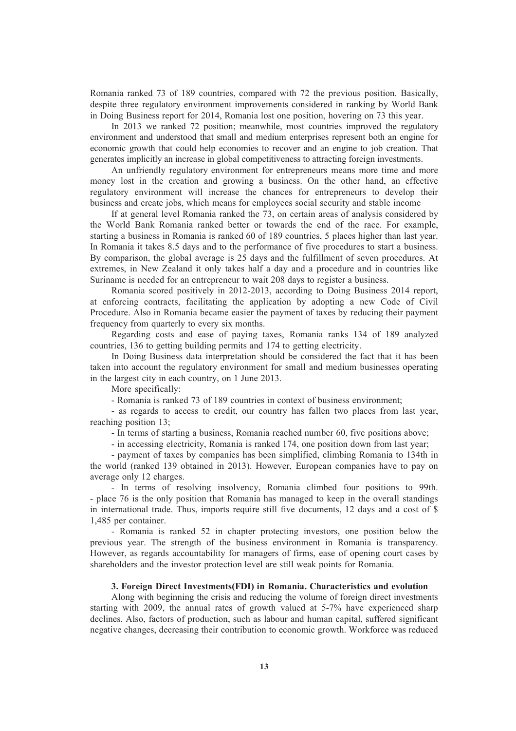Romania ranked 73 of 189 countries, compared with 72 the previous position. Basically, despite three regulatory environment improvements considered in ranking by World Bank in Doing Business report for 2014, Romania lost one position, hovering on 73 this year.

In 2013 we ranked 72 position; meanwhile, most countries improved the regulatory environment and understood that small and medium enterprises represent both an engine for economic growth that could help economies to recover and an engine to job creation. That generates implicitly an increase in global competitiveness to attracting foreign investments.

An unfriendly regulatory environment for entrepreneurs means more time and more money lost in the creation and growing a business. On the other hand, an effective regulatory environment will increase the chances for entrepreneurs to develop their business and create jobs, which means for employees social security and stable income

If at general level Romania ranked the 73, on certain areas of analysis considered by the World Bank Romania ranked better or towards the end of the race. For example, starting a business in Romania is ranked 60 of 189 countries, 5 places higher than last year. In Romania it takes 8.5 days and to the performance of five procedures to start a business. By comparison, the global average is 25 days and the fulfillment of seven procedures. At extremes, in New Zealand it only takes half a day and a procedure and in countries like Suriname is needed for an entrepreneur to wait 208 days to register a business.

Romania scored positively in 2012-2013, according to Doing Business 2014 report, at enforcing contracts, facilitating the application by adopting a new Code of Civil Procedure. Also in Romania became easier the payment of taxes by reducing their payment frequency from quarterly to every six months.

Regarding costs and ease of paying taxes, Romania ranks 134 of 189 analyzed countries, 136 to getting building permits and 174 to getting electricity.

In Doing Business data interpretation should be considered the fact that it has been taken into account the regulatory environment for small and medium businesses operating in the largest city in each country, on 1 June 2013.

More specifically:

- Romania is ranked 73 of 189 countries in context of business environment;
- as regards to access to credit, our country has fallen two places from last year, reaching position 13;
- In terms of starting a business, Romania reached number 60, five positions above;
- in accessing electricity, Romania is ranked 174, one position down from last year;
- payment of taxes by companies has been simplified, climbing Romania to 134th in the world (ranked 139 obtained in 2013). However, European companies have to pay on average only 12 charges.
- In terms of resolving insolvency, Romania climbed four positions to 99th.
- place 76 is the only position that Romania has managed to keep in the overall standings in international trade. Thus, imports require still five documents, 12 days and a cost of $ 1,485 per container.
- Romania is ranked 52 in chapter protecting investors, one position below the previous year. The strength of the business environment in Romania is transparency. However, as regards accountability for managers of firms, ease of opening court cases by shareholders and the investor protection level are still weak points for Romania.

### 3. Foreign Direct Investments(FDI) in Romania. Characteristics and evolution

Along with beginning the crisis and reducing the volume of foreign direct investments starting with 2009, the annual rates of growth valued at 5-7% have experienced sharp declines. Also, factors of production, such as labour and human capital, suffered significant negative changes, decreasing their contribution to economic growth. Workforce was reduced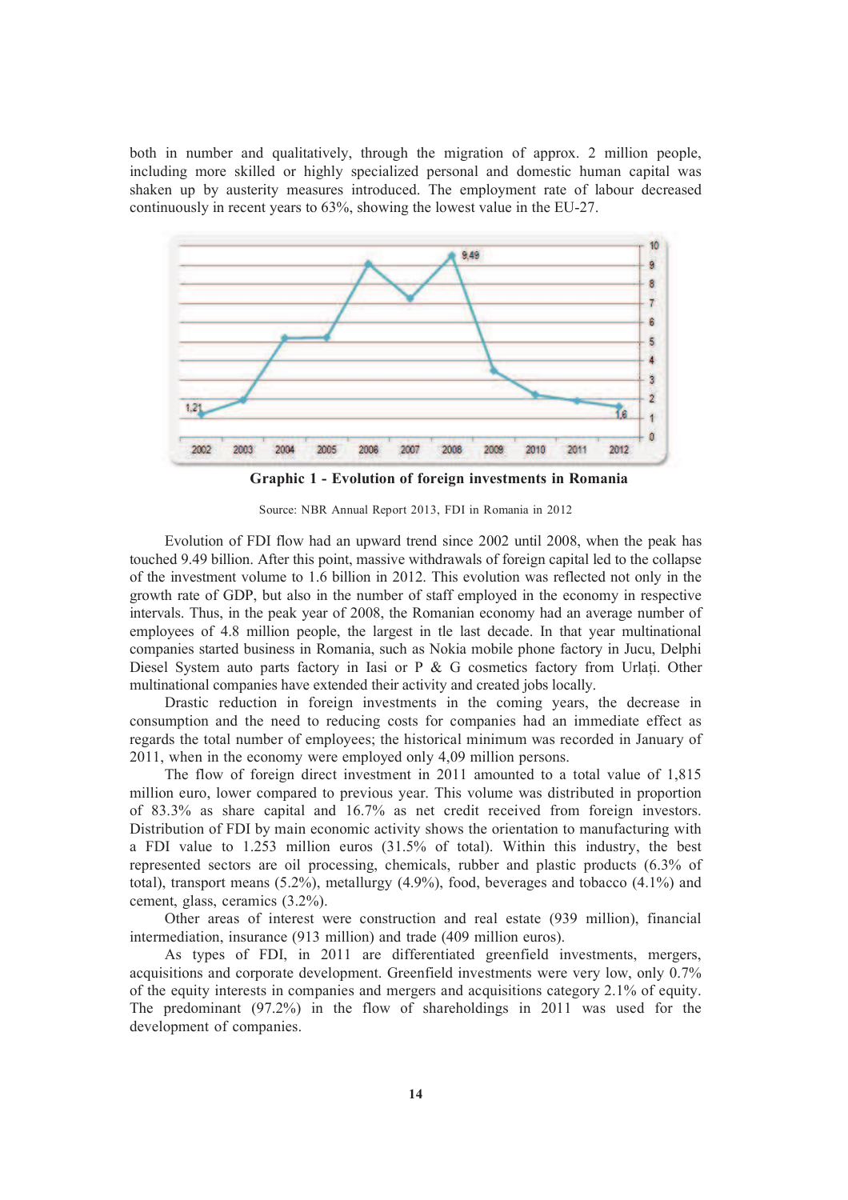both in number and qualitatively, through the migration of approx. 2 million people, including more skilled or highly specialized personal and domestic human capital was shaken up by austerity measures introduced. The employment rate of labour decreased continuously in recent years to 63%, showing the lowest value in the EU-27.

**Graphic 1 - Evolution of foreign investments in Romania**

Source: NBR Annual Report 2013, FDI in Romania in 2012

Evolution of FDI flow had an upward trend since 2002 until 2008, when the peak has touched 9.49 billion. After this point, massive withdrawals of foreign capital led to the collapse of the investment volume to 1.6 billion in 2012. This evolution was reflected not only in the growth rate of GDP, but also in the number of staff employed in the economy in respective intervals. Thus, in the peak year of 2008, the Romanian economy had an average number of employees of 4.8 million people, the largest in tle last decade. In that year multinational companies started business in Romania, such as Nokia mobile phone factory in Jucu, Delphi Diesel System auto parts factory in Iasi or P & G cosmetics factory from Urlați. Other multinational companies have extended their activity and created jobs locally.

Drastic reduction in foreign investments in the coming years, the decrease in consumption and the need to reducing costs for companies had an immediate effect as regards the total number of employees; the historical minimum was recorded in January of 2011, when in the economy were employed only 4,09 million persons.

The flow of foreign direct investment in 2011 amounted to a total value of 1,815 million euro, lower compared to previous year. This volume was distributed in proportion of 83.3% as share capital and 16.7% as net credit received from foreign investors. Distribution of FDI by main economic activity shows the orientation to manufacturing with a FDI value to 1.253 million euros (31.5% of total). Within this industry, the best represented sectors are oil processing, chemicals, rubber and plastic products (6.3% of total), transport means (5.2%), metallurgy (4.9%), food, beverages and tobacco (4.1%) and cement, glass, ceramics (3.2%).

Other areas of interest were construction and real estate (939 million), financial intermediation, insurance (913 million) and trade (409 million euros).

As types of FDI, in 2011 are differentiated greenfield investments, mergers, acquisitions and corporate development. Greenfield investments were very low, only 0.7% of the equity interests in companies and mergers and acquisitions category 2.1% of equity. The predominant (97.2%) in the flow of shareholdings in 2011 was used for the development of companies.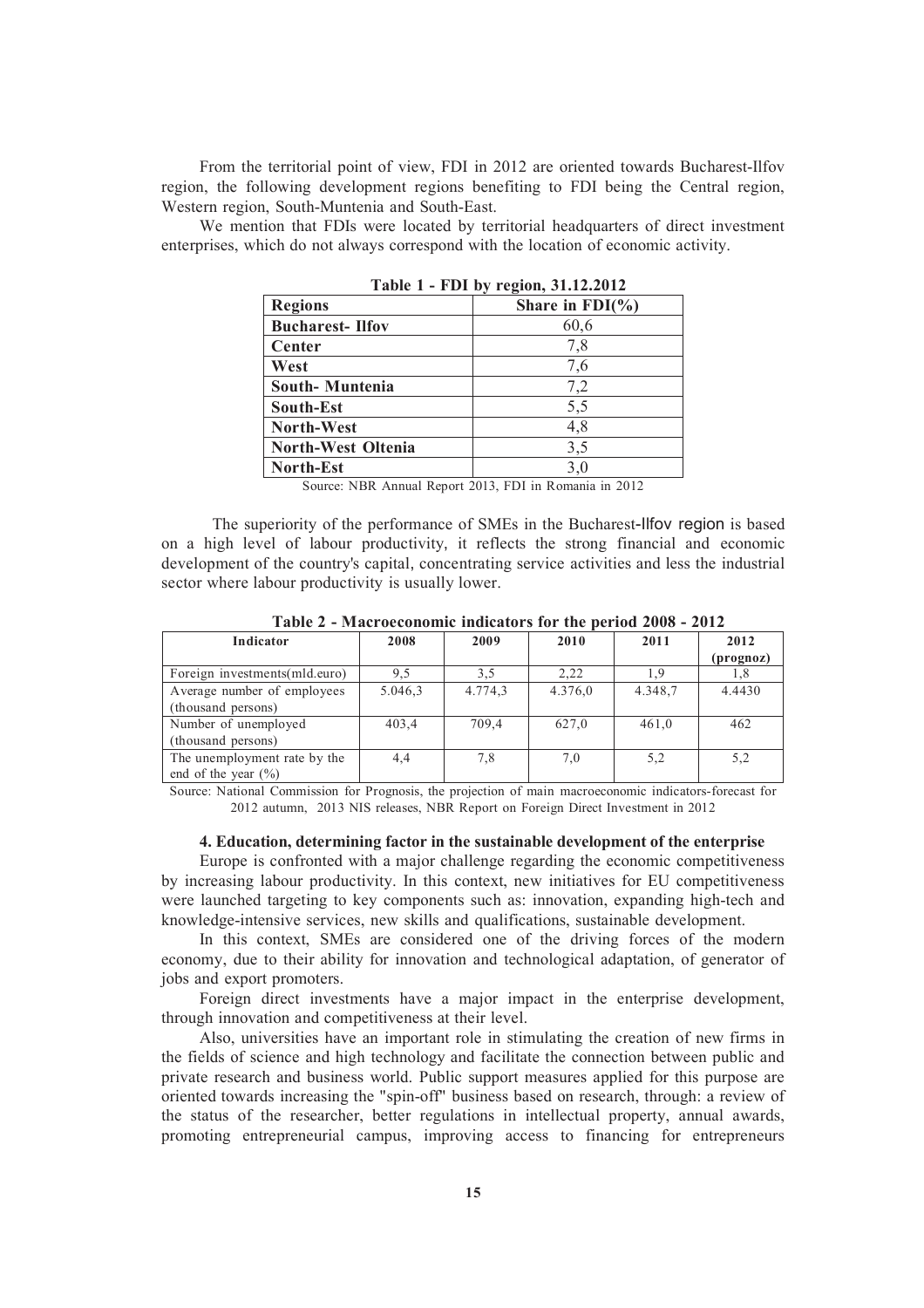From the territorial point of view, FDI in 2012 are oriented towards Bucharest-Ilfov region, the following development regions benefiting to FDI being the Central region, Western region, South-Muntenia and South-East.

We mention that FDIs were located by territorial headquarters of direct investment enterprises, which do not always correspond with the location of economic activity.

**Table 1 - FDI by region, 31.12.2012**

| Regions | Share in FDI(%) |
|---|---|
| **Bucharest- Ilfov** | 60,6 |
| **Center** | 7,8 |
| **West** | 7,6 |
| **South- Muntenia** | 7,2 |
| **South-Est** | 5,5 |
| **North-West** | 4,8 |
| **North-West Oltenia** | 3,5 |
| **North-Est** | 3,0 |

Source: NBR Annual Report 2013, FDI in Romania in 2012

The superiority of the performance of SMEs in the Bucharest-Ilfov region is based on a high level of labour productivity, it reflects the strong financial and economic development of the country's capital, concentrating service activities and less the industrial sector where labour productivity is usually lower.

**Table 2 - Macroeconomic indicators for the period 2008 - 2012**

| Indicator | 2008 | 2009 | 2010 | 2011 | 2012 (prognoz) |
|---|---|---|---|---|---|
| Foreign investments(mld.euro) | 9,5 | 3,5 | 2,22 | 1,9 | 1,8 |
| Average number of employees (thousand persons) | 5.046,3 | 4.774,3 | 4.376,0 | 4.348,7 | 4.4430 |
| Number of unemployed (thousand persons) | 403,4 | 709,4 | 627,0 | 461,0 | 462 |
| The unemployment rate by the end of the year (%) | 4,4 | 7,8 | 7,0 | 5,2 | 5,2 |

Source: National Commission for Prognosis, the projection of main macroeconomic indicators-forecast for 2012 autumn, 2013 NIS releases, NBR Report on Foreign Direct Investment in 2012

#### 4. Education, determining factor in the sustainable development of the enterprise

Europe is confronted with a major challenge regarding the economic competitiveness by increasing labour productivity. In this context, new initiatives for EU competitiveness were launched targeting to key components such as: innovation, expanding high-tech and knowledge-intensive services, new skills and qualifications, sustainable development.

In this context, SMEs are considered one of the driving forces of the modern economy, due to their ability for innovation and technological adaptation, of generator of jobs and export promoters.

Foreign direct investments have a major impact in the enterprise development, through innovation and competitiveness at their level.

Also, universities have an important role in stimulating the creation of new firms in the fields of science and high technology and facilitate the connection between public and private research and business world. Public support measures applied for this purpose are oriented towards increasing the "spin-off" business based on research, through: a review of the status of the researcher, better regulations in intellectual property, annual awards, promoting entrepreneurial campus, improving access to financing for entrepreneurs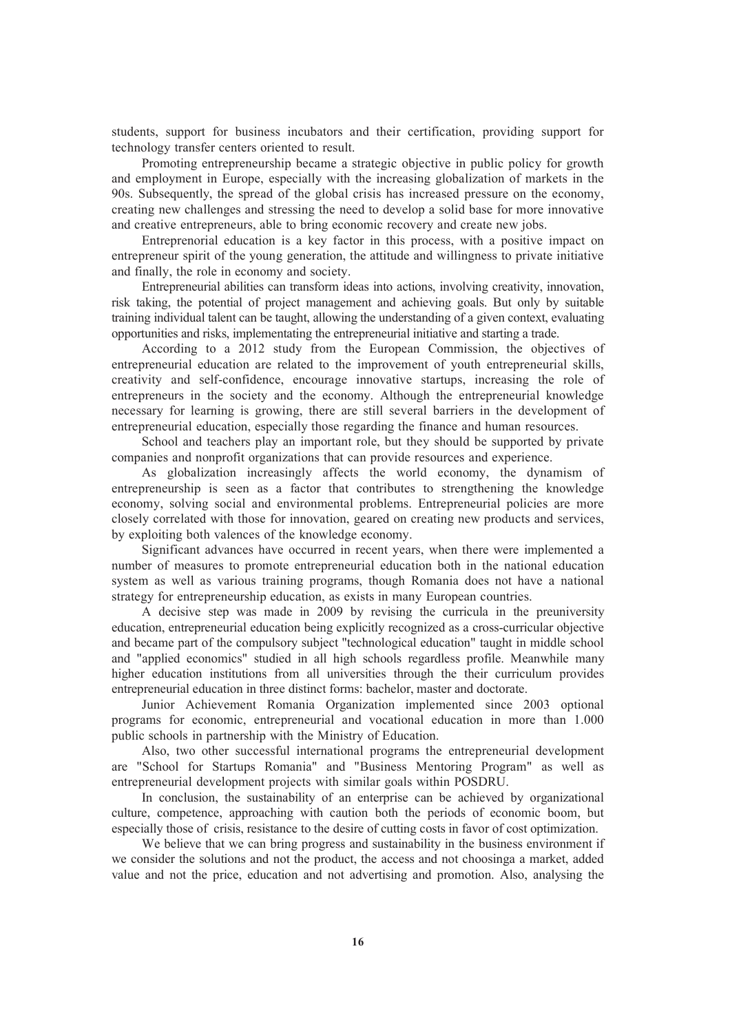students, support for business incubators and their certification, providing support for technology transfer centers oriented to result.

Promoting entrepreneurship became a strategic objective in public policy for growth and employment in Europe, especially with the increasing globalization of markets in the 90s. Subsequently, the spread of the global crisis has increased pressure on the economy, creating new challenges and stressing the need to develop a solid base for more innovative and creative entrepreneurs, able to bring economic recovery and create new jobs.

Entreprenorial education is a key factor in this process, with a positive impact on entrepreneur spirit of the young generation, the attitude and willingness to private initiative and finally, the role in economy and society.

Entrepreneurial abilities can transform ideas into actions, involving creativity, innovation, risk taking, the potential of project management and achieving goals. But only by suitable training individual talent can be taught, allowing the understanding of a given context, evaluating opportunities and risks, implementating the entrepreneurial initiative and starting a trade.

According to a 2012 study from the European Commission, the objectives of entrepreneurial education are related to the improvement of youth entrepreneurial skills, creativity and self-confidence, encourage innovative startups, increasing the role of entrepreneurs in the society and the economy. Although the entrepreneurial knowledge necessary for learning is growing, there are still several barriers in the development of entrepreneurial education, especially those regarding the finance and human resources.

School and teachers play an important role, but they should be supported by private companies and nonprofit organizations that can provide resources and experience.

As globalization increasingly affects the world economy, the dynamism of entrepreneurship is seen as a factor that contributes to strengthening the knowledge economy, solving social and environmental problems. Entrepreneurial policies are more closely correlated with those for innovation, geared on creating new products and services, by exploiting both valences of the knowledge economy.

Significant advances have occurred in recent years, when there were implemented a number of measures to promote entrepreneurial education both in the national education system as well as various training programs, though Romania does not have a national strategy for entrepreneurship education, as exists in many European countries.

A decisive step was made in 2009 by revising the curricula in the preuniversity education, entrepreneurial education being explicitly recognized as a cross-curricular objective and became part of the compulsory subject "technological education" taught in middle school and "applied economics" studied in all high schools regardless profile. Meanwhile many higher education institutions from all universities through the their curriculum provides entrepreneurial education in three distinct forms: bachelor, master and doctorate.

Junior Achievement Romania Organization implemented since 2003 optional programs for economic, entrepreneurial and vocational education in more than 1.000 public schools in partnership with the Ministry of Education.

Also, two other successful international programs the entrepreneurial development are "School for Startups Romania" and "Business Mentoring Program" as well as entrepreneurial development projects with similar goals within POSDRU.

In conclusion, the sustainability of an enterprise can be achieved by organizational culture, competence, approaching with caution both the periods of economic boom, but especially those of crisis, resistance to the desire of cutting costs in favor of cost optimization.

We believe that we can bring progress and sustainability in the business environment if we consider the solutions and not the product, the access and not choosinga a market, added value and not the price, education and not advertising and promotion. Also, analysing the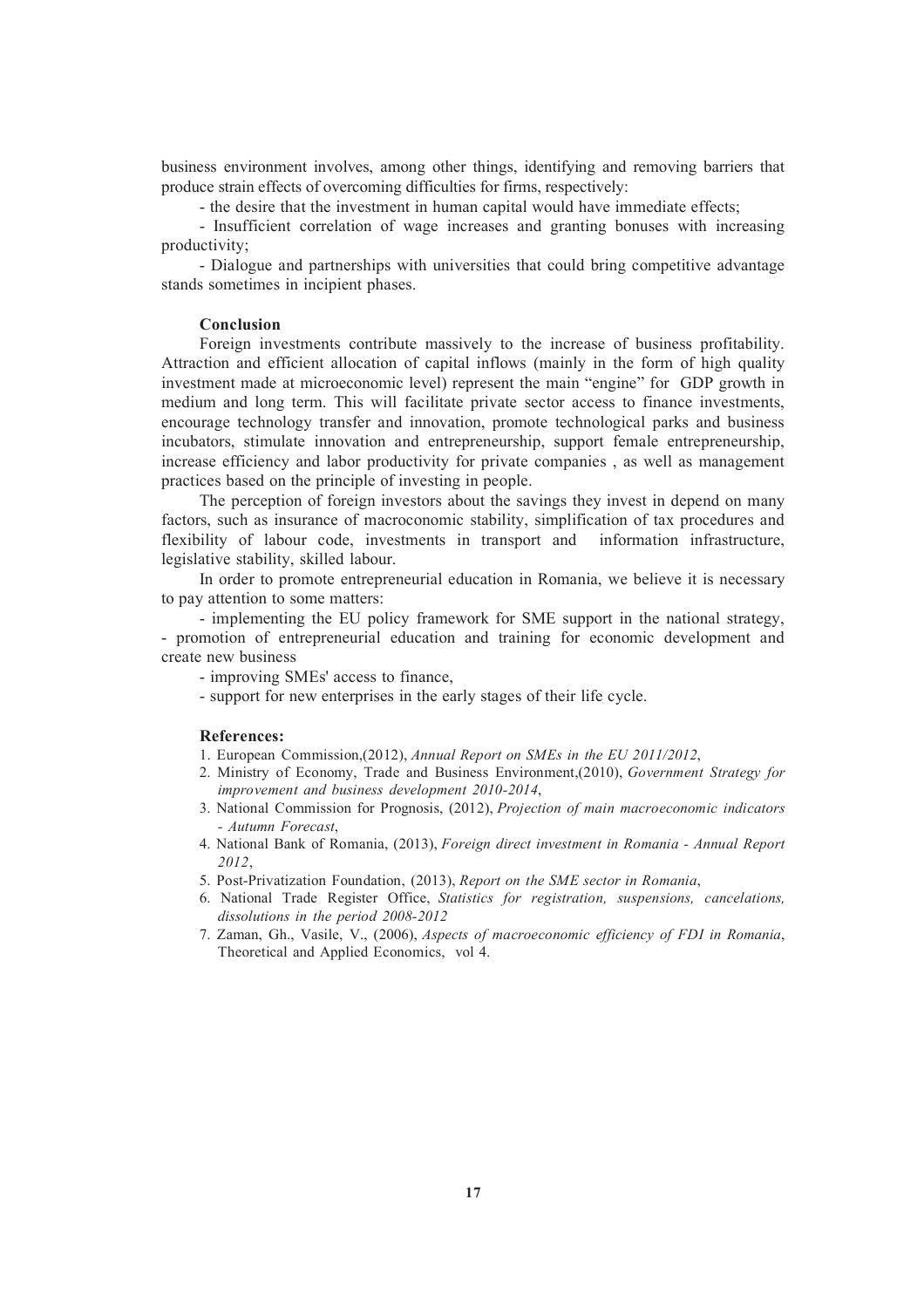business environment involves, among other things, identifying and removing barriers that produce strain effects of overcoming difficulties for firms, respectively:

- the desire that the investment in human capital would have immediate effects;
- Insufficient correlation of wage increases and granting bonuses with increasing productivity;
- Dialogue and partnerships with universities that could bring competitive advantage stands sometimes in incipient phases.

## Conclusion

Foreign investments contribute massively to the increase of business profitability. Attraction and efficient allocation of capital inflows (mainly in the form of high quality investment made at microeconomic level) represent the main "engine" for GDP growth in medium and long term. This will facilitate private sector access to finance investments, encourage technology transfer and innovation, promote technological parks and business incubators, stimulate innovation and entrepreneurship, support female entrepreneurship, increase efficiency and labor productivity for private companies , as well as management practices based on the principle of investing in people.

The perception of foreign investors about the savings they invest in depend on many factors, such as insurance of macroconomic stability, simplification of tax procedures and flexibility of labour code, investments in transport and information infrastructure, legislative stability, skilled labour.

In order to promote entrepreneurial education in Romania, we believe it is necessary to pay attention to some matters:

- implementing the EU policy framework for SME support in the national strategy,
- promotion of entrepreneurial education and training for economic development and create new business
- improving SMEs' access to finance,
- support for new enterprises in the early stages of their life cycle.

## References:

1. European Commission,(2012), *Annual Report on SMEs in the EU 2011/2012*,
2. Ministry of Economy, Trade and Business Environment,(2010), *Government Strategy for improvement and business development 2010-2014*,
3. National Commission for Prognosis, (2012), *Projection of main macroeconomic indicators - Autumn Forecast*,
4. National Bank of Romania, (2013), *Foreign direct investment in Romania - Annual Report 2012*,
5. Post-Privatization Foundation, (2013), *Report on the SME sector in Romania*,
6. National Trade Register Office, *Statistics for registration, suspensions, cancelations, dissolutions in the period 2008-2012*
7. Zaman, Gh., Vasile, V., (2006), *Aspects of macroeconomic efficiency of FDI in Romania*, Theoretical and Applied Economics, vol 4.